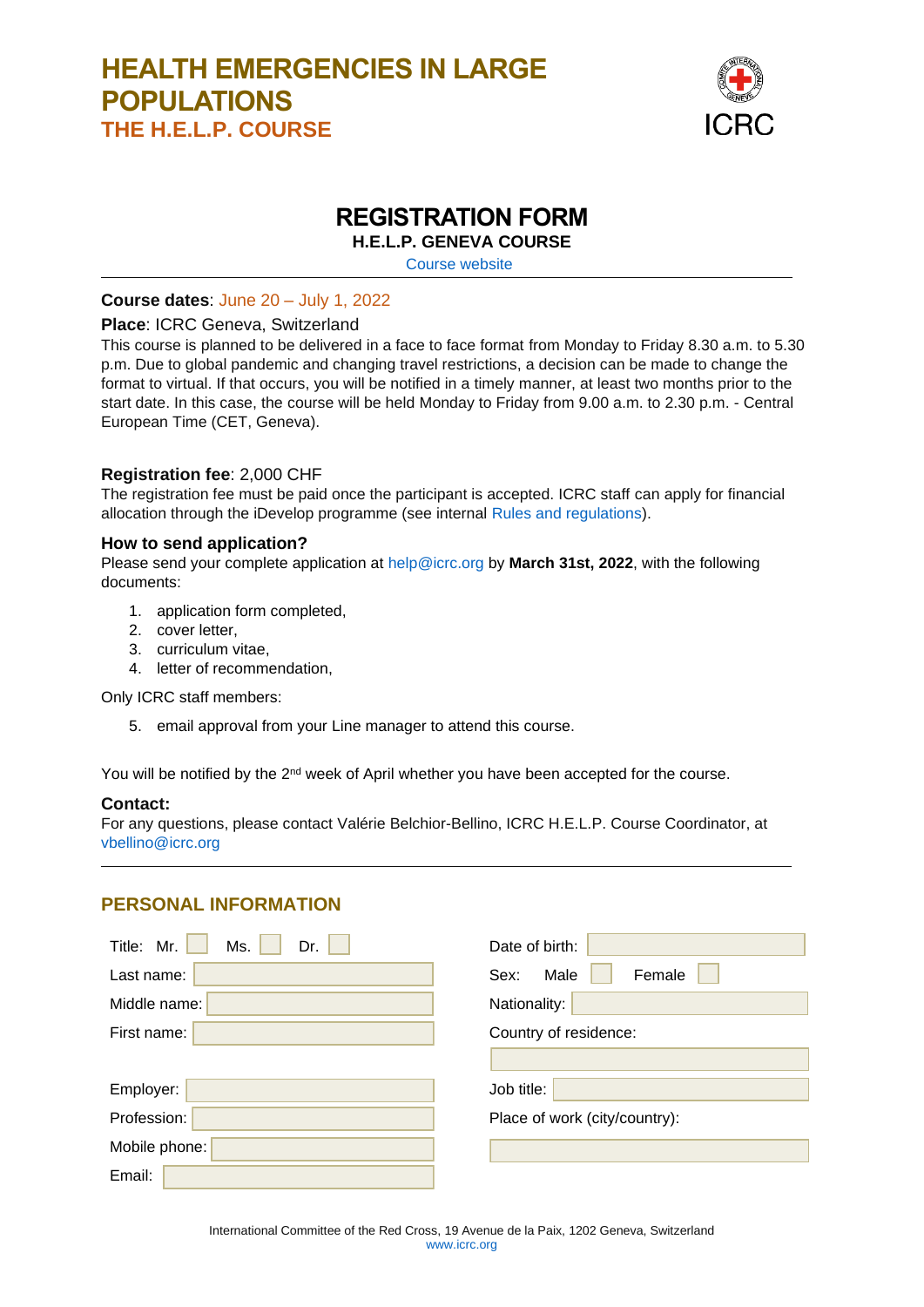# HEALTH EMERGENCIES IN LARGE POPULATIONS

## THE H.E.L.P. COURSE

ICRC

# REGISTRATION FORM

**H.E.L.P. GENEVA COURSE**

Course website

**Course dates**: June 20 – July 1, 2022

**Place**: ICRC Geneva, Switzerland

This course is planned to be delivered in a face to face format from Monday to Friday 8.30 a.m. to 5.30 p.m. Due to global pandemic and changing travel restrictions, a decision can be made to change the format to virtual. If that occurs, you will be notified in a timely manner, at least two months prior to the start date. In this case, the course will be held Monday to Friday from 9.00 a.m. to 2.30 p.m. - Central European Time (CET, Geneva).

**Registration fee**: 2,000 CHF

The registration fee must be paid once the participant is accepted. ICRC staff can apply for financial allocation through the iDevelop programme (see internal Rules and regulations).

**How to send application?**

Please send your complete application at help@icrc.org by **March 31st, 2022**, with the following documents:

1. application form completed,
2. cover letter,
3. curriculum vitae,
4. letter of recommendation,

Only ICRC staff members:

5. email approval from your Line manager to attend this course.

You will be notified by the 2nd week of April whether you have been accepted for the course.

**Contact:**

For any questions, please contact Valérie Belchior-Bellino, ICRC H.E.L.P. Course Coordinator, at vbellino@icrc.org

## PERSONAL INFORMATION

Title: Mr. ☐ Ms. ☐ Dr. ☐

Last name:

Middle name:

First name:

Employer:

Profession:

Mobile phone:

Email:

Date of birth:

Sex: Male ☐ Female ☐

Nationality:

Country of residence:

Job title:

Place of work (city/country):

International Committee of the Red Cross, 19 Avenue de la Paix, 1202 Geneva, Switzerland
www.icrc.org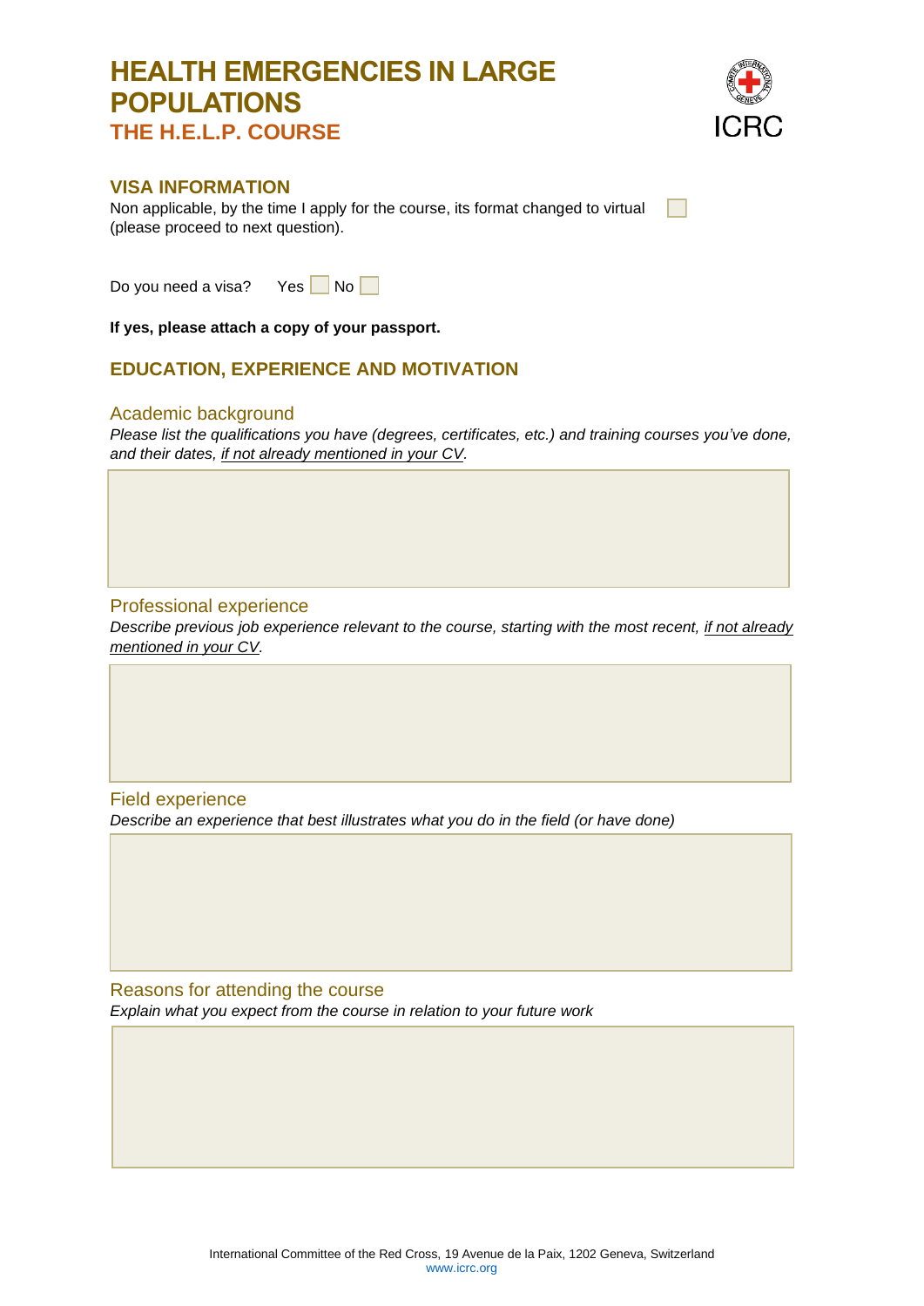# HEALTH EMERGENCIES IN LARGE POPULATIONS

## THE H.E.L.P. COURSE

ICRC

## VISA INFORMATION

Non applicable, by the time I apply for the course, its format changed to virtual (please proceed to next question). ☐

Do you need a visa? Yes ☐ No ☐

**If yes, please attach a copy of your passport.**

## EDUCATION, EXPERIENCE AND MOTIVATION

### Academic background

*Please list the qualifications you have (degrees, certificates, etc.) and training courses you've done, and their dates, if not already mentioned in your CV.*

### Professional experience

*Describe previous job experience relevant to the course, starting with the most recent, if not already mentioned in your CV.*

### Field experience

*Describe an experience that best illustrates what you do in the field (or have done)*

### Reasons for attending the course

*Explain what you expect from the course in relation to your future work*

International Committee of the Red Cross, 19 Avenue de la Paix, 1202 Geneva, Switzerland
www.icrc.org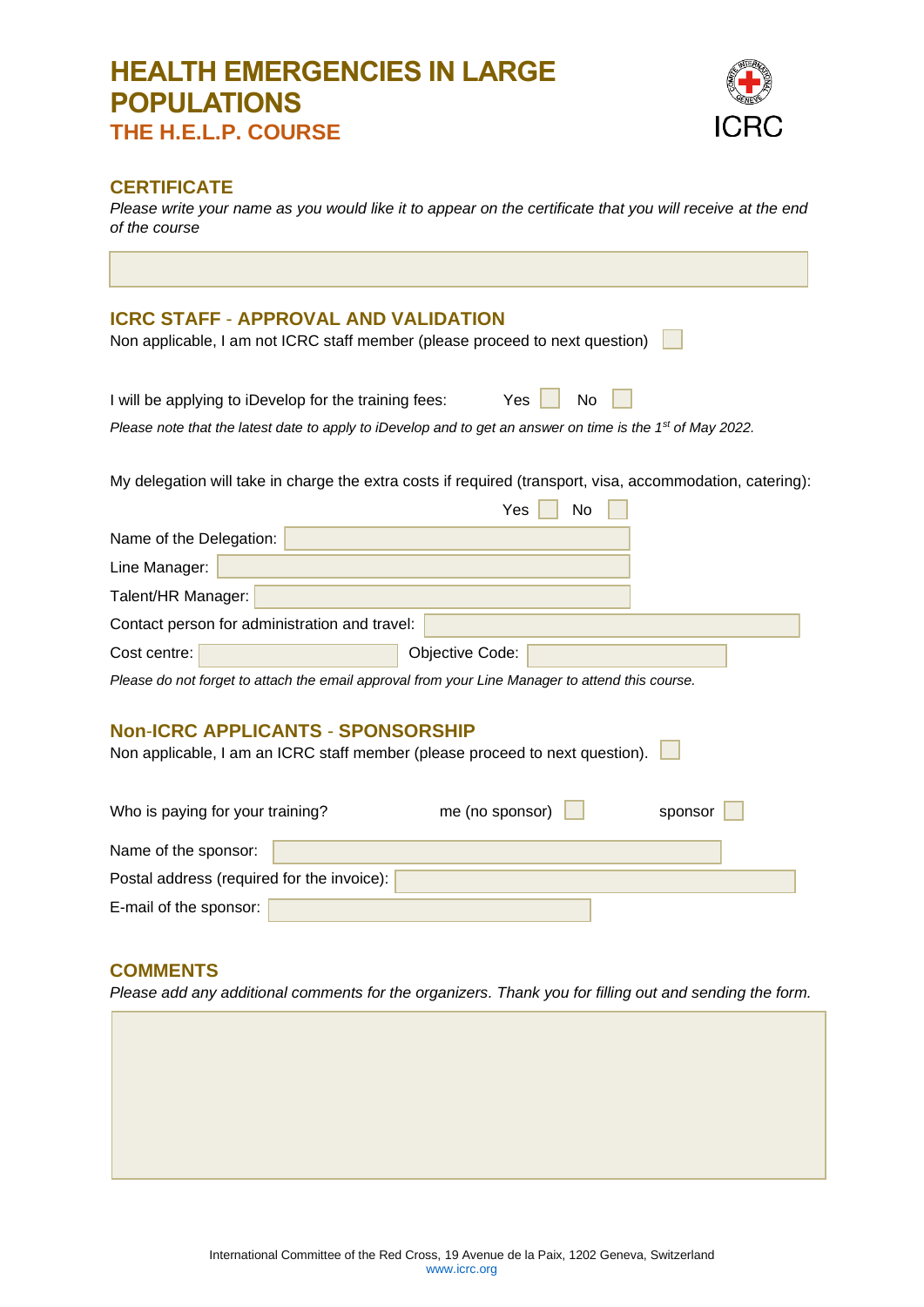# HEALTH EMERGENCIES IN LARGE POPULATIONS

## THE H.E.L.P. COURSE

ICRC

## CERTIFICATE

*Please write your name as you would like it to appear on the certificate that you will receive at the end of the course*

## ICRC STAFF - APPROVAL AND VALIDATION

Non applicable, I am not ICRC staff member (please proceed to next question) ☐

I will be applying to iDevelop for the training fees: Yes ☐ No ☐

*Please note that the latest date to apply to iDevelop and to get an answer on time is the 1st of May 2022.*

My delegation will take in charge the extra costs if required (transport, visa, accommodation, catering):

Yes ☐ No ☐

Name of the Delegation:

Line Manager:

Talent/HR Manager:

Contact person for administration and travel:

Cost centre: Objective Code:

*Please do not forget to attach the email approval from your Line Manager to attend this course.*

## Non-ICRC APPLICANTS - SPONSORSHIP

Non applicable, I am an ICRC staff member (please proceed to next question). ☐

Who is paying for your training? me (no sponsor) ☐ sponsor ☐

Name of the sponsor:

Postal address (required for the invoice):

E-mail of the sponsor:

## COMMENTS

*Please add any additional comments for the organizers. Thank you for filling out and sending the form.*

International Committee of the Red Cross, 19 Avenue de la Paix, 1202 Geneva, Switzerland
www.icrc.org